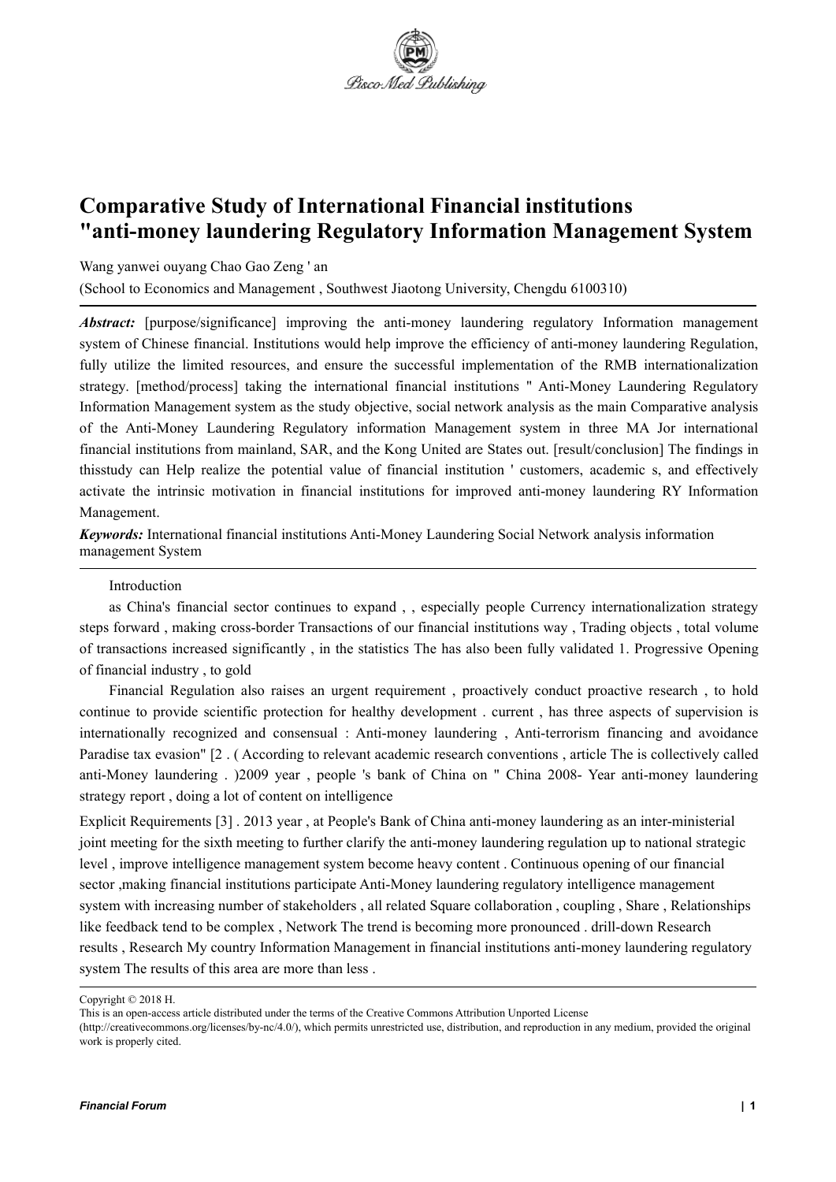# Comparative Study of International Financial institutions "anti-money laundering Regulatory Information Management System

Wang yanwei ouyang Chao Gao Zeng ' an

(School to Economics and Management , Southwest Jiaotong University, Chengdu 6100310)

***Abstract:*** [purpose/significance] improving the anti-money laundering regulatory Information management system of Chinese financial. Institutions would help improve the efficiency of anti-money laundering Regulation, fully utilize the limited resources, and ensure the successful implementation of the RMB internationalization strategy. [method/process] taking the international financial institutions " Anti-Money Laundering Regulatory Information Management system as the study objective, social network analysis as the main Comparative analysis of the Anti-Money Laundering Regulatory information Management system in three MA Jor international financial institutions from mainland, SAR, and the Kong United are States out. [result/conclusion] The findings in thisstudy can Help realize the potential value of financial institution ' customers, academic s, and effectively activate the intrinsic motivation in financial institutions for improved anti-money laundering RY Information Management.

***Keywords:*** International financial institutions Anti-Money Laundering Social Network analysis information management System

Introduction

as China's financial sector continues to expand , , especially people Currency internationalization strategy steps forward , making cross-border Transactions of our financial institutions way , Trading objects , total volume of transactions increased significantly , in the statistics The has also been fully validated 1. Progressive Opening of financial industry , to gold

Financial Regulation also raises an urgent requirement , proactively conduct proactive research , to hold continue to provide scientific protection for healthy development . current , has three aspects of supervision is internationally recognized and consensual : Anti-money laundering , Anti-terrorism financing and avoidance Paradise tax evasion" [2 . ( According to relevant academic research conventions , article The is collectively called anti-Money laundering . )2009 year , people 's bank of China on " China 2008- Year anti-money laundering strategy report , doing a lot of content on intelligence

Explicit Requirements [3] . 2013 year , at People's Bank of China anti-money laundering as an inter-ministerial joint meeting for the sixth meeting to further clarify the anti-money laundering regulation up to national strategic level , improve intelligence management system become heavy content . Continuous opening of our financial sector ,making financial institutions participate Anti-Money laundering regulatory intelligence management system with increasing number of stakeholders , all related Square collaboration , coupling , Share , Relationships like feedback tend to be complex , Network The trend is becoming more pronounced . drill-down Research results , Research My country Information Management in financial institutions anti-money laundering regulatory system The results of this area are more than less .

Copyright © 2018 H.

This is an open-access article distributed under the terms of the Creative Commons Attribution Unported License (http://creativecommons.org/licenses/by-nc/4.0/), which permits unrestricted use, distribution, and reproduction in any medium, provided the original work is properly cited.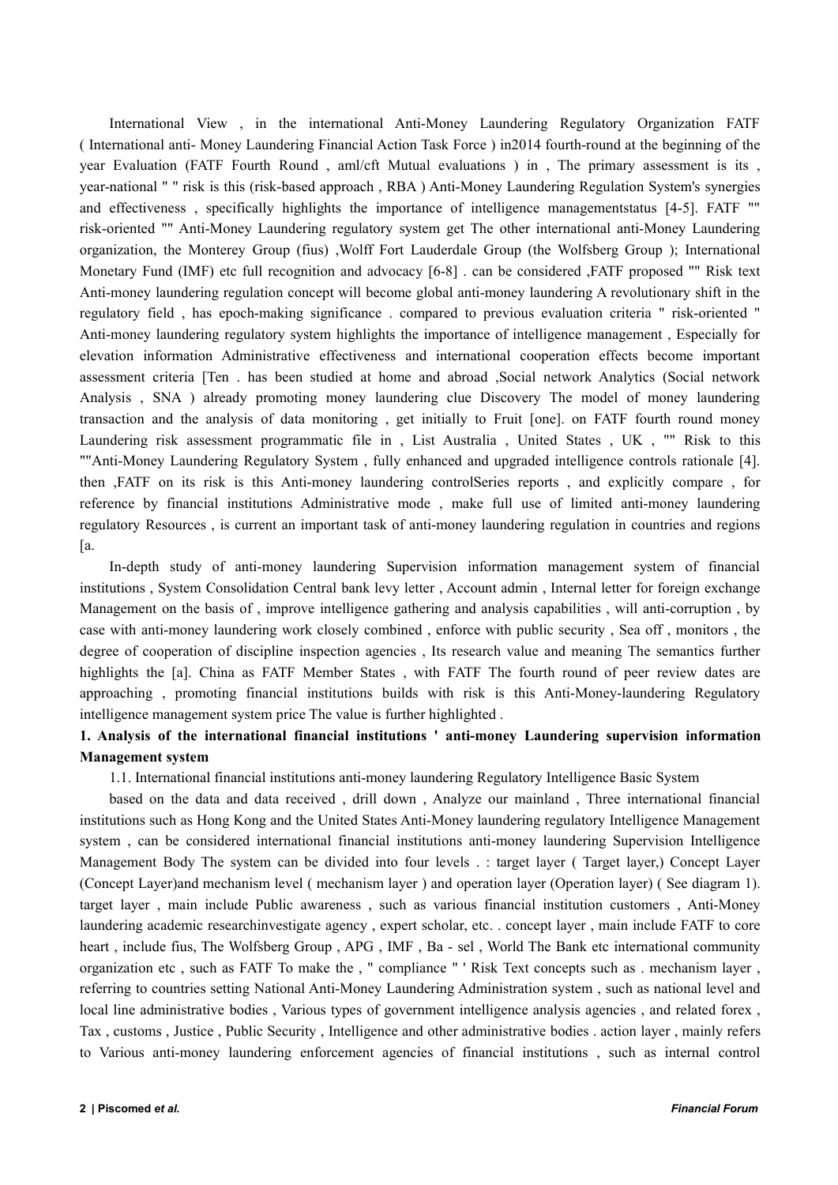International View , in the international Anti-Money Laundering Regulatory Organization FATF ( International anti- Money Laundering Financial Action Task Force ) in2014 fourth-round at the beginning of the year Evaluation (FATF Fourth Round , aml/cft Mutual evaluations ) in , The primary assessment is its , year-national " " risk is this (risk-based approach , RBA ) Anti-Money Laundering Regulation System's synergies and effectiveness , specifically highlights the importance of intelligence managementstatus [4-5]. FATF "" risk-oriented "" Anti-Money Laundering regulatory system get The other international anti-Money Laundering organization, the Monterey Group (fius) ,Wolff Fort Lauderdale Group (the Wolfsberg Group ); International Monetary Fund (IMF) etc full recognition and advocacy [6-8] . can be considered ,FATF proposed "" Risk text Anti-money laundering regulation concept will become global anti-money laundering A revolutionary shift in the regulatory field , has epoch-making significance . compared to previous evaluation criteria " risk-oriented " Anti-money laundering regulatory system highlights the importance of intelligence management , Especially for elevation information Administrative effectiveness and international cooperation effects become important assessment criteria [Ten . has been studied at home and abroad ,Social network Analytics (Social network Analysis , SNA ) already promoting money laundering clue Discovery The model of money laundering transaction and the analysis of data monitoring , get initially to Fruit [one]. on FATF fourth round money Laundering risk assessment programmatic file in , List Australia , United States , UK , "" Risk to this ""Anti-Money Laundering Regulatory System , fully enhanced and upgraded intelligence controls rationale [4]. then ,FATF on its risk is this Anti-money laundering controlSeries reports , and explicitly compare , for reference by financial institutions Administrative mode , make full use of limited anti-money laundering regulatory Resources , is current an important task of anti-money laundering regulation in countries and regions [a.

In-depth study of anti-money laundering Supervision information management system of financial institutions , System Consolidation Central bank levy letter , Account admin , Internal letter for foreign exchange Management on the basis of , improve intelligence gathering and analysis capabilities , will anti-corruption , by case with anti-money laundering work closely combined , enforce with public security , Sea off , monitors , the degree of cooperation of discipline inspection agencies , Its research value and meaning The semantics further highlights the [a]. China as FATF Member States , with FATF The fourth round of peer review dates are approaching , promoting financial institutions builds with risk is this Anti-Money-laundering Regulatory intelligence management system price The value is further highlighted .

## 1. Analysis of the international financial institutions ' anti-money Laundering supervision information Management system

1.1. International financial institutions anti-money laundering Regulatory Intelligence Basic System

based on the data and data received , drill down , Analyze our mainland , Three international financial institutions such as Hong Kong and the United States Anti-Money laundering regulatory Intelligence Management system , can be considered international financial institutions anti-money laundering Supervision Intelligence Management Body The system can be divided into four levels . : target layer ( Target layer,) Concept Layer (Concept Layer)and mechanism level ( mechanism layer ) and operation layer (Operation layer) ( See diagram 1). target layer , main include Public awareness , such as various financial institution customers , Anti-Money laundering academic researchinvestigate agency , expert scholar, etc. . concept layer , main include FATF to core heart , include fius, The Wolfsberg Group , APG , IMF , Ba - sel , World The Bank etc international community organization etc , such as FATF To make the , " compliance " ' Risk Text concepts such as . mechanism layer , referring to countries setting National Anti-Money Laundering Administration system , such as national level and local line administrative bodies , Various types of government intelligence analysis agencies , and related forex , Tax , customs , Justice , Public Security , Intelligence and other administrative bodies . action layer , mainly refers to Various anti-money laundering enforcement agencies of financial institutions , such as internal control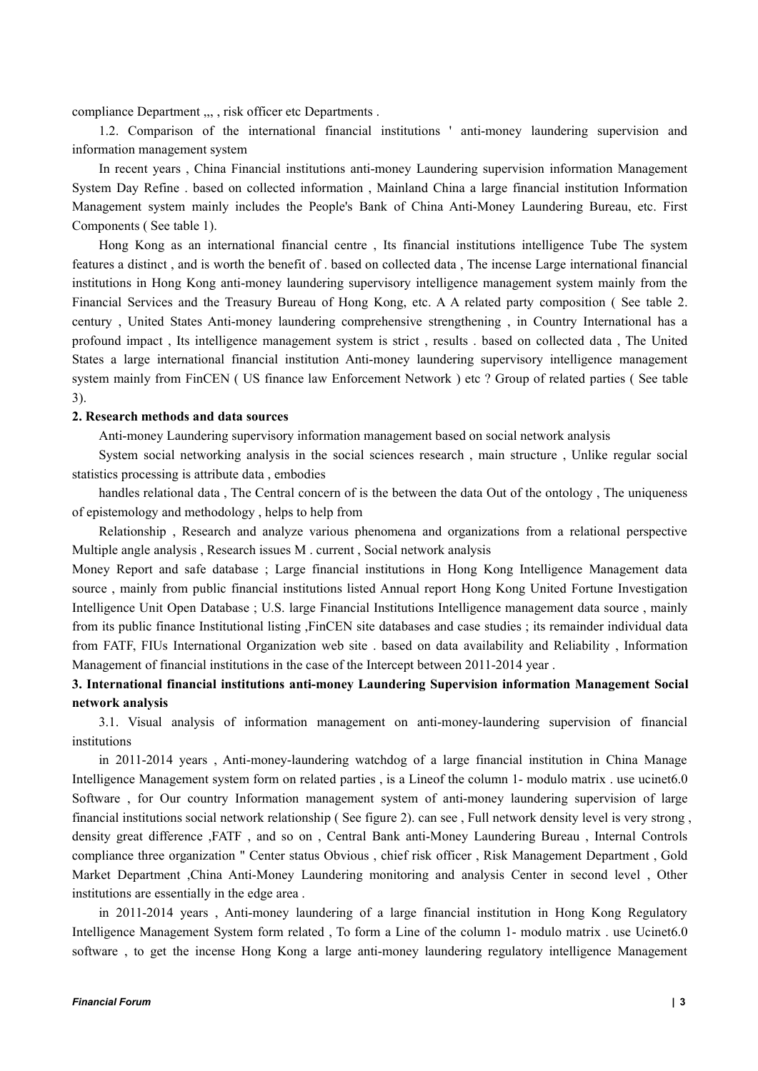compliance Department ,,, , risk officer etc Departments .

1.2. Comparison of the international financial institutions ' anti-money laundering supervision and information management system

In recent years , China Financial institutions anti-money Laundering supervision information Management System Day Refine . based on collected information , Mainland China a large financial institution Information Management system mainly includes the People's Bank of China Anti-Money Laundering Bureau, etc. First Components ( See table 1).

Hong Kong as an international financial centre , Its financial institutions intelligence Tube The system features a distinct , and is worth the benefit of . based on collected data , The incense Large international financial institutions in Hong Kong anti-money laundering supervisory intelligence management system mainly from the Financial Services and the Treasury Bureau of Hong Kong, etc. A A related party composition ( See table 2. century , United States Anti-money laundering comprehensive strengthening , in Country International has a profound impact , Its intelligence management system is strict , results . based on collected data , The United States a large international financial institution Anti-money laundering supervisory intelligence management system mainly from FinCEN ( US finance law Enforcement Network ) etc ? Group of related parties ( See table 3).

## 2. Research methods and data sources

Anti-money Laundering supervisory information management based on social network analysis

System social networking analysis in the social sciences research , main structure , Unlike regular social statistics processing is attribute data , embodies

handles relational data , The Central concern of is the between the data Out of the ontology , The uniqueness of epistemology and methodology , helps to help from

Relationship , Research and analyze various phenomena and organizations from a relational perspective Multiple angle analysis , Research issues M . current , Social network analysis

Money Report and safe database ; Large financial institutions in Hong Kong Intelligence Management data source , mainly from public financial institutions listed Annual report Hong Kong United Fortune Investigation Intelligence Unit Open Database ; U.S. large Financial Institutions Intelligence management data source , mainly from its public finance Institutional listing ,FinCEN site databases and case studies ; its remainder individual data from FATF, FIUs International Organization web site . based on data availability and Reliability , Information Management of financial institutions in the case of the Intercept between 2011-2014 year .

## 3. International financial institutions anti-money Laundering Supervision information Management Social network analysis

3.1. Visual analysis of information management on anti-money-laundering supervision of financial institutions

in 2011-2014 years , Anti-money-laundering watchdog of a large financial institution in China Manage Intelligence Management system form on related parties , is a Lineof the column 1- modulo matrix . use ucinet6.0 Software , for Our country Information management system of anti-money laundering supervision of large financial institutions social network relationship ( See figure 2). can see , Full network density level is very strong , density great difference ,FATF , and so on , Central Bank anti-Money Laundering Bureau , Internal Controls compliance three organization " Center status Obvious , chief risk officer , Risk Management Department , Gold Market Department ,China Anti-Money Laundering monitoring and analysis Center in second level , Other institutions are essentially in the edge area .

in 2011-2014 years , Anti-money laundering of a large financial institution in Hong Kong Regulatory Intelligence Management System form related , To form a Line of the column 1- modulo matrix . use Ucinet6.0 software , to get the incense Hong Kong a large anti-money laundering regulatory intelligence Management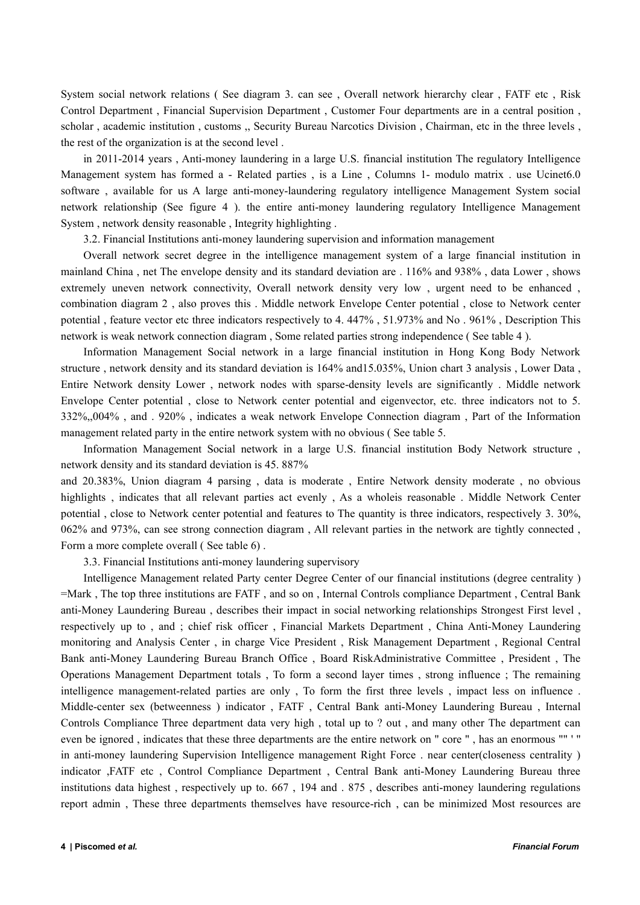System social network relations ( See diagram 3. can see , Overall network hierarchy clear , FATF etc , Risk Control Department , Financial Supervision Department , Customer Four departments are in a central position , scholar , academic institution , customs ,, Security Bureau Narcotics Division , Chairman, etc in the three levels , the rest of the organization is at the second level .

in 2011-2014 years , Anti-money laundering in a large U.S. financial institution The regulatory Intelligence Management system has formed a - Related parties , is a Line , Columns 1- modulo matrix . use Ucinet6.0 software , available for us A large anti-money-laundering regulatory intelligence Management System social network relationship (See figure 4 ). the entire anti-money laundering regulatory Intelligence Management System , network density reasonable , Integrity highlighting .

3.2. Financial Institutions anti-money laundering supervision and information management

Overall network secret degree in the intelligence management system of a large financial institution in mainland China , net The envelope density and its standard deviation are . 116% and 938% , data Lower , shows extremely uneven network connectivity, Overall network density very low , urgent need to be enhanced , combination diagram 2 , also proves this . Middle network Envelope Center potential , close to Network center potential , feature vector etc three indicators respectively to 4. 447% , 51.973% and No . 961% , Description This network is weak network connection diagram , Some related parties strong independence ( See table 4 ).

Information Management Social network in a large financial institution in Hong Kong Body Network structure , network density and its standard deviation is 164% and15.035%, Union chart 3 analysis , Lower Data , Entire Network density Lower , network nodes with sparse-density levels are significantly . Middle network Envelope Center potential , close to Network center potential and eigenvector, etc. three indicators not to 5. 332%,,004% , and . 920% , indicates a weak network Envelope Connection diagram , Part of the Information management related party in the entire network system with no obvious ( See table 5.

Information Management Social network in a large U.S. financial institution Body Network structure , network density and its standard deviation is 45. 887% and 20.383%, Union diagram 4 parsing , data is moderate , Entire Network density moderate , no obvious highlights , indicates that all relevant parties act evenly , As a wholeis reasonable . Middle Network Center potential , close to Network center potential and features to The quantity is three indicators, respectively 3. 30%, 062% and 973%, can see strong connection diagram , All relevant parties in the network are tightly connected , Form a more complete overall ( See table 6) .

3.3. Financial Institutions anti-money laundering supervisory

Intelligence Management related Party center Degree Center of our financial institutions (degree centrality ) =Mark , The top three institutions are FATF , and so on , Internal Controls compliance Department , Central Bank anti-Money Laundering Bureau , describes their impact in social networking relationships Strongest First level , respectively up to , and ; chief risk officer , Financial Markets Department , China Anti-Money Laundering monitoring and Analysis Center , in charge Vice President , Risk Management Department , Regional Central Bank anti-Money Laundering Bureau Branch Office , Board RiskAdministrative Committee , President , The Operations Management Department totals , To form a second layer times , strong influence ; The remaining intelligence management-related parties are only , To form the first three levels , impact less on influence . Middle-center sex (betweenness ) indicator , FATF , Central Bank anti-Money Laundering Bureau , Internal Controls Compliance Three department data very high , total up to ? out , and many other The department can even be ignored , indicates that these three departments are the entire network on " core " , has an enormous "" ' " in anti-money laundering Supervision Intelligence management Right Force . near center(closeness centrality ) indicator ,FATF etc , Control Compliance Department , Central Bank anti-Money Laundering Bureau three institutions data highest , respectively up to. 667 , 194 and . 875 , describes anti-money laundering regulations report admin , These three departments themselves have resource-rich , can be minimized Most resources are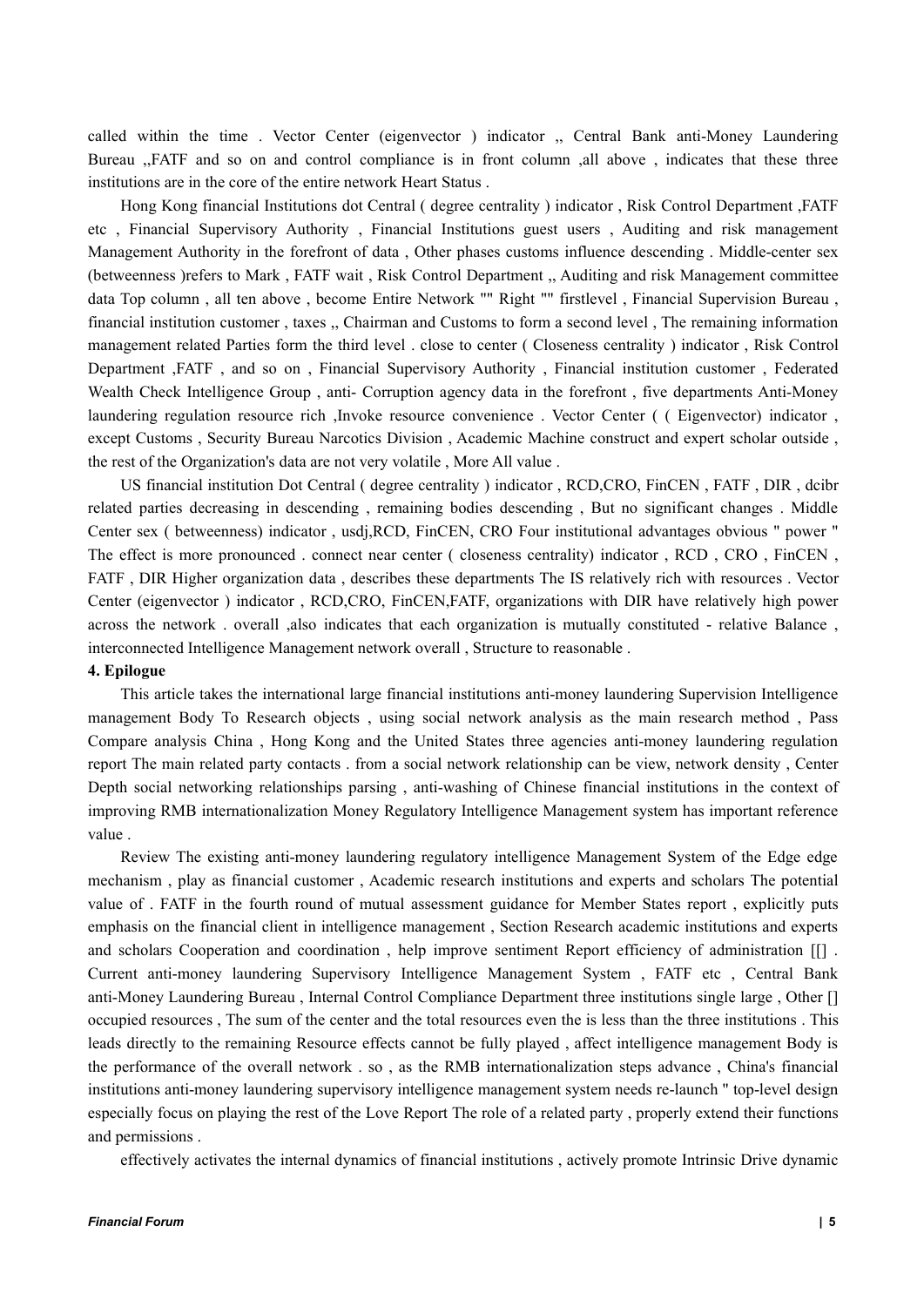called within the time . Vector Center (eigenvector ) indicator ,, Central Bank anti-Money Laundering Bureau ,,FATF and so on and control compliance is in front column ,all above , indicates that these three institutions are in the core of the entire network Heart Status .

Hong Kong financial Institutions dot Central ( degree centrality ) indicator , Risk Control Department ,FATF etc , Financial Supervisory Authority , Financial Institutions guest users , Auditing and risk management Management Authority in the forefront of data , Other phases customs influence descending . Middle-center sex (betweenness )refers to Mark , FATF wait , Risk Control Department ,, Auditing and risk Management committee data Top column , all ten above , become Entire Network "" Right "" firstlevel , Financial Supervision Bureau , financial institution customer , taxes ,, Chairman and Customs to form a second level , The remaining information management related Parties form the third level . close to center ( Closeness centrality ) indicator , Risk Control Department ,FATF , and so on , Financial Supervisory Authority , Financial institution customer , Federated Wealth Check Intelligence Group , anti- Corruption agency data in the forefront , five departments Anti-Money laundering regulation resource rich ,Invoke resource convenience . Vector Center ( ( Eigenvector) indicator , except Customs , Security Bureau Narcotics Division , Academic Machine construct and expert scholar outside , the rest of the Organization's data are not very volatile , More All value .

US financial institution Dot Central ( degree centrality ) indicator , RCD,CRO, FinCEN , FATF , DIR , dcibr related parties decreasing in descending , remaining bodies descending , But no significant changes . Middle Center sex ( betweenness) indicator , usdj,RCD, FinCEN, CRO Four institutional advantages obvious " power " The effect is more pronounced . connect near center ( closeness centrality) indicator , RCD , CRO , FinCEN , FATF , DIR Higher organization data , describes these departments The IS relatively rich with resources . Vector Center (eigenvector ) indicator , RCD,CRO, FinCEN,FATF, organizations with DIR have relatively high power across the network . overall ,also indicates that each organization is mutually constituted - relative Balance , interconnected Intelligence Management network overall , Structure to reasonable .

## 4. Epilogue

This article takes the international large financial institutions anti-money laundering Supervision Intelligence management Body To Research objects , using social network analysis as the main research method , Pass Compare analysis China , Hong Kong and the United States three agencies anti-money laundering regulation report The main related party contacts . from a social network relationship can be view, network density , Center Depth social networking relationships parsing , anti-washing of Chinese financial institutions in the context of improving RMB internationalization Money Regulatory Intelligence Management system has important reference value .

Review The existing anti-money laundering regulatory intelligence Management System of the Edge edge mechanism , play as financial customer , Academic research institutions and experts and scholars The potential value of . FATF in the fourth round of mutual assessment guidance for Member States report , explicitly puts emphasis on the financial client in intelligence management , Section Research academic institutions and experts and scholars Cooperation and coordination , help improve sentiment Report efficiency of administration [[] . Current anti-money laundering Supervisory Intelligence Management System , FATF etc , Central Bank anti-Money Laundering Bureau , Internal Control Compliance Department three institutions single large , Other [] occupied resources , The sum of the center and the total resources even the is less than the three institutions . This leads directly to the remaining Resource effects cannot be fully played , affect intelligence management Body is the performance of the overall network . so , as the RMB internationalization steps advance , China's financial institutions anti-money laundering supervisory intelligence management system needs re-launch " top-level design especially focus on playing the rest of the Love Report The role of a related party , properly extend their functions and permissions .

effectively activates the internal dynamics of financial institutions , actively promote Intrinsic Drive dynamic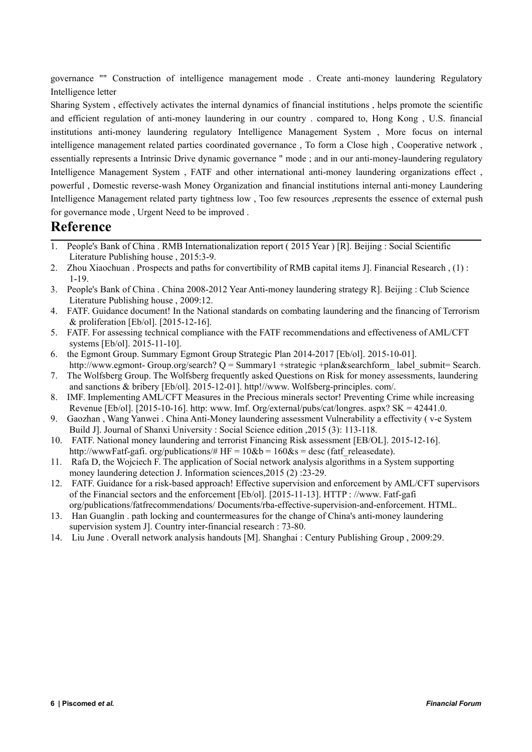governance "" Construction of intelligence management mode . Create anti-money laundering Regulatory Intelligence letter

Sharing System , effectively activates the internal dynamics of financial institutions , helps promote the scientific and efficient regulation of anti-money laundering in our country . compared to, Hong Kong , U.S. financial institutions anti-money laundering regulatory Intelligence Management System , More focus on internal intelligence management related parties coordinated governance , To form a Close high , Cooperative network , essentially represents a Intrinsic Drive dynamic governance " mode ; and in our anti-money-laundering regulatory Intelligence Management System , FATF and other international anti-money laundering organizations effect , powerful , Domestic reverse-wash Money Organization and financial institutions internal anti-money Laundering Intelligence Management related party tightness low , Too few resources ,represents the essence of external push for governance mode , Urgent Need to be improved .

## Reference

1. People's Bank of China . RMB Internationalization report ( 2015 Year ) [R]. Beijing : Social Scientific Literature Publishing house , 2015:3-9.
2. Zhou Xiaochuan . Prospects and paths for convertibility of RMB capital items J]. Financial Research , (1) : 1-19.
3. People's Bank of China . China 2008-2012 Year Anti-money laundering strategy R]. Beijing : Club Science Literature Publishing house , 2009:12.
4. FATF. Guidance document! In the National standards on combating laundering and the financing of Terrorism & proliferation [Eb/ol]. [2015-12-16].
5. FATF. For assessing technical compliance with the FATF recommendations and effectiveness of AML/CFT systems [Eb/ol]. 2015-11-10].
6. the Egmont Group. Summary Egmont Group Strategic Plan 2014-2017 [Eb/ol]. 2015-10-01]. http://www.egmont- Group.org/search? Q = Summary1 +strategic +plan&searchform_ label_submit= Search.
7. The Wolfsberg Group. The Wolfsberg frequently asked Questions on Risk for money assessments, laundering and sanctions & bribery [Eb/ol]. 2015-12-01]. http!//www. Wolfsberg-principles. com/.
8. IMF. Implementing AML/CFT Measures in the Precious minerals sector! Preventing Crime while increasing Revenue [Eb/ol]. [2015-10-16]. http: www. Imf. Org/external/pubs/cat/longres. aspx? SK = 42441.0.
9. Gaozhan , Wang Yanwei . China Anti-Money laundering assessment Vulnerability a effectivity ( v-e System Build J]. Journal of Shanxi University : Social Science edition ,2015 (3): 113-118.
10. FATF. National money laundering and terrorist Financing Risk assessment [EB/OL]. 2015-12-16]. http://wwwFatf-gafi. org/publications/# HF = 10&b = 160&s = desc (fatf_releasedate).
11. Rafa D, the Wojciech F. The application of Social network analysis algorithms in a System supporting money laundering detection J. Information sciences,2015 (2) :23-29.
12. FATF. Guidance for a risk-based approach! Effective supervision and enforcement by AML/CFT supervisors of the Financial sectors and the enforcement [Eb/ol]. [2015-11-13]. HTTP : //www. Fatf-gafi org/publications/fatfrecommendations/ Documents/rba-effective-supervision-and-enforcement. HTML.
13. Han Guanglin . path locking and countermeasures for the change of China's anti-money laundering supervision system J]. Country inter-financial research : 73-80.
14. Liu June . Overall network analysis handouts [M]. Shanghai : Century Publishing Group , 2009:29.